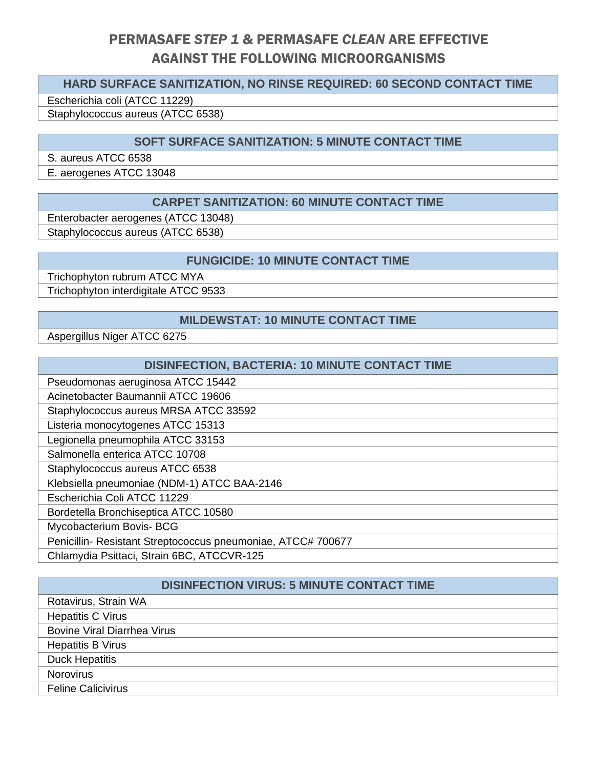# PERMASAFE *STEP 1* & PERMASAFE *CLEAN* ARE EFFECTIVE AGAINST THE FOLLOWING MICROORGANISMS

| HARD SURFACE SANITIZATION, NO RINSE REQUIRED: 60 SECOND CONTACT TIME |
|---|
| Escherichia coli (ATCC 11229) |
| Staphylococcus aureus (ATCC 6538) |

| SOFT SURFACE SANITIZATION: 5 MINUTE CONTACT TIME |
|---|
| S. aureus ATCC 6538 |
| E. aerogenes ATCC 13048 |

| CARPET SANITIZATION: 60 MINUTE CONTACT TIME |
|---|
| Enterobacter aerogenes (ATCC 13048) |
| Staphylococcus aureus (ATCC 6538) |

| FUNGICIDE: 10 MINUTE CONTACT TIME |
|---|
| Trichophyton rubrum ATCC MYA |
| Trichophyton interdigitale ATCC 9533 |

| MILDEWSTAT: 10 MINUTE CONTACT TIME |
|---|
| Aspergillus Niger ATCC 6275 |

| DISINFECTION, BACTERIA: 10 MINUTE CONTACT TIME |
|---|
| Pseudomonas aeruginosa ATCC 15442 |
| Acinetobacter Baumannii ATCC 19606 |
| Staphylococcus aureus MRSA ATCC 33592 |
| Listeria monocytogenes ATCC 15313 |
| Legionella pneumophila ATCC 33153 |
| Salmonella enterica ATCC 10708 |
| Staphylococcus aureus ATCC 6538 |
| Klebsiella pneumoniae (NDM-1) ATCC BAA-2146 |
| Escherichia Coli ATCC 11229 |
| Bordetella Bronchiseptica ATCC 10580 |
| Mycobacterium Bovis- BCG |
| Penicillin- Resistant Streptococcus pneumoniae, ATCC# 700677 |
| Chlamydia Psittaci, Strain 6BC, ATCCVR-125 |

| DISINFECTION VIRUS: 5 MINUTE CONTACT TIME |
|---|
| Rotavirus, Strain WA |
| Hepatitis C Virus |
| Bovine Viral Diarrhea Virus |
| Hepatitis B Virus |
| Duck Hepatitis |
| Norovirus |
| Feline Calicivirus |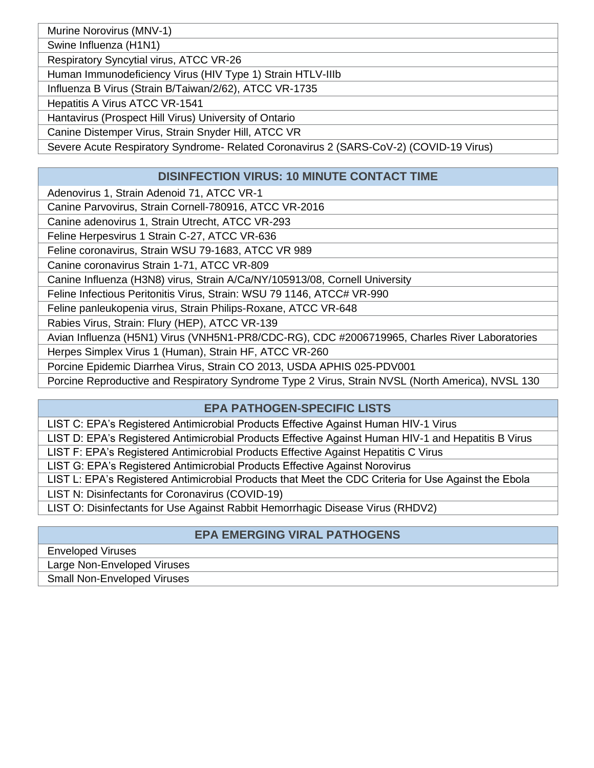| |
|---|
| Murine Norovirus (MNV-1) |
| Swine Influenza (H1N1) |
| Respiratory Syncytial virus, ATCC VR-26 |
| Human Immunodeficiency Virus (HIV Type 1) Strain HTLV-IIIb |
| Influenza B Virus (Strain B/Taiwan/2/62), ATCC VR-1735 |
| Hepatitis A Virus ATCC VR-1541 |
| Hantavirus (Prospect Hill Virus) University of Ontario |
| Canine Distemper Virus, Strain Snyder Hill, ATCC VR |
| Severe Acute Respiratory Syndrome- Related Coronavirus 2 (SARS-CoV-2) (COVID-19 Virus) |

| DISINFECTION VIRUS: 10 MINUTE CONTACT TIME |
|---|
| Adenovirus 1, Strain Adenoid 71, ATCC VR-1 |
| Canine Parvovirus, Strain Cornell-780916, ATCC VR-2016 |
| Canine adenovirus 1, Strain Utrecht, ATCC VR-293 |
| Feline Herpesvirus 1 Strain C-27, ATCC VR-636 |
| Feline coronavirus, Strain WSU 79-1683, ATCC VR 989 |
| Canine coronavirus Strain 1-71, ATCC VR-809 |
| Canine Influenza (H3N8) virus, Strain A/Ca/NY/105913/08, Cornell University |
| Feline Infectious Peritonitis Virus, Strain: WSU 79 1146, ATCC# VR-990 |
| Feline panleukopenia virus, Strain Philips-Roxane, ATCC VR-648 |
| Rabies Virus, Strain: Flury (HEP), ATCC VR-139 |
| Avian Influenza (H5N1) Virus (VNH5N1-PR8/CDC-RG), CDC #2006719965, Charles River Laboratories |
| Herpes Simplex Virus 1 (Human), Strain HF, ATCC VR-260 |
| Porcine Epidemic Diarrhea Virus, Strain CO 2013, USDA APHIS 025-PDV001 |
| Porcine Reproductive and Respiratory Syndrome Type 2 Virus, Strain NVSL (North America), NVSL 130 |

| EPA PATHOGEN-SPECIFIC LISTS |
|---|
| LIST C: EPA's Registered Antimicrobial Products Effective Against Human HIV-1 Virus |
| LIST D: EPA's Registered Antimicrobial Products Effective Against Human HIV-1 and Hepatitis B Virus |
| LIST F: EPA's Registered Antimicrobial Products Effective Against Hepatitis C Virus |
| LIST G: EPA's Registered Antimicrobial Products Effective Against Norovirus |
| LIST L: EPA's Registered Antimicrobial Products that Meet the CDC Criteria for Use Against the Ebola |
| LIST N: Disinfectants for Coronavirus (COVID-19) |
| LIST O: Disinfectants for Use Against Rabbit Hemorrhagic Disease Virus (RHDV2) |

| EPA EMERGING VIRAL PATHOGENS |
|---|
| Enveloped Viruses |
| Large Non-Enveloped Viruses |
| Small Non-Enveloped Viruses |